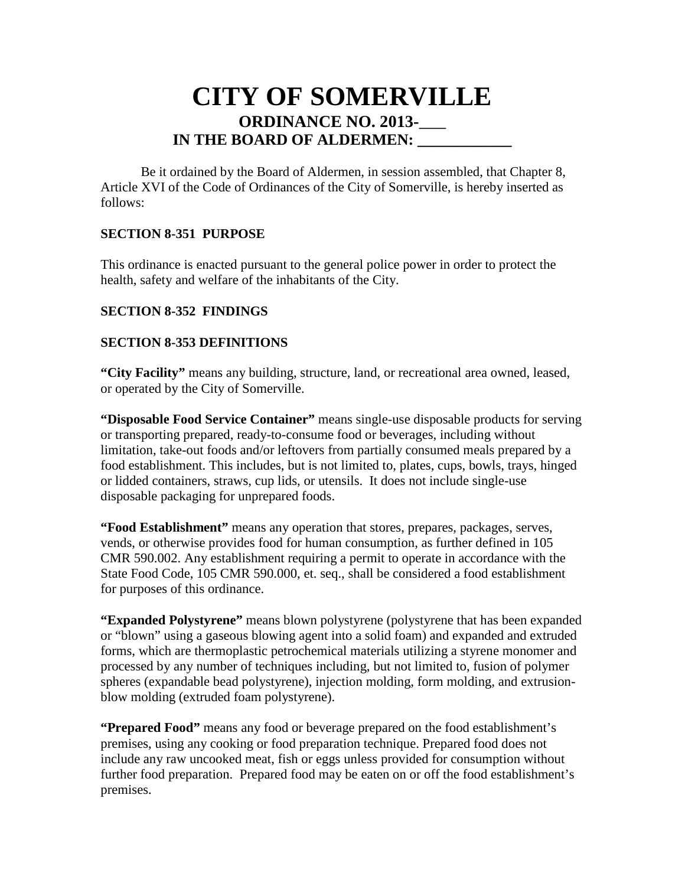# CITY OF SOMERVILLE

## ORDINANCE NO. 2013-___

## IN THE BOARD OF ALDERMEN: ___________

Be it ordained by the Board of Aldermen, in session assembled, that Chapter 8, Article XVI of the Code of Ordinances of the City of Somerville, is hereby inserted as follows:

**SECTION 8-351 PURPOSE**

This ordinance is enacted pursuant to the general police power in order to protect the health, safety and welfare of the inhabitants of the City.

**SECTION 8-352 FINDINGS**

**SECTION 8-353 DEFINITIONS**

**"City Facility"** means any building, structure, land, or recreational area owned, leased, or operated by the City of Somerville.

**"Disposable Food Service Container"** means single-use disposable products for serving or transporting prepared, ready-to-consume food or beverages, including without limitation, take-out foods and/or leftovers from partially consumed meals prepared by a food establishment. This includes, but is not limited to, plates, cups, bowls, trays, hinged or lidded containers, straws, cup lids, or utensils. It does not include single-use disposable packaging for unprepared foods.

**"Food Establishment"** means any operation that stores, prepares, packages, serves, vends, or otherwise provides food for human consumption, as further defined in 105 CMR 590.002. Any establishment requiring a permit to operate in accordance with the State Food Code, 105 CMR 590.000, et. seq., shall be considered a food establishment for purposes of this ordinance.

**"Expanded Polystyrene"** means blown polystyrene (polystyrene that has been expanded or "blown" using a gaseous blowing agent into a solid foam) and expanded and extruded forms, which are thermoplastic petrochemical materials utilizing a styrene monomer and processed by any number of techniques including, but not limited to, fusion of polymer spheres (expandable bead polystyrene), injection molding, form molding, and extrusion-blow molding (extruded foam polystyrene).

**"Prepared Food"** means any food or beverage prepared on the food establishment's premises, using any cooking or food preparation technique. Prepared food does not include any raw uncooked meat, fish or eggs unless provided for consumption without further food preparation. Prepared food may be eaten on or off the food establishment's premises.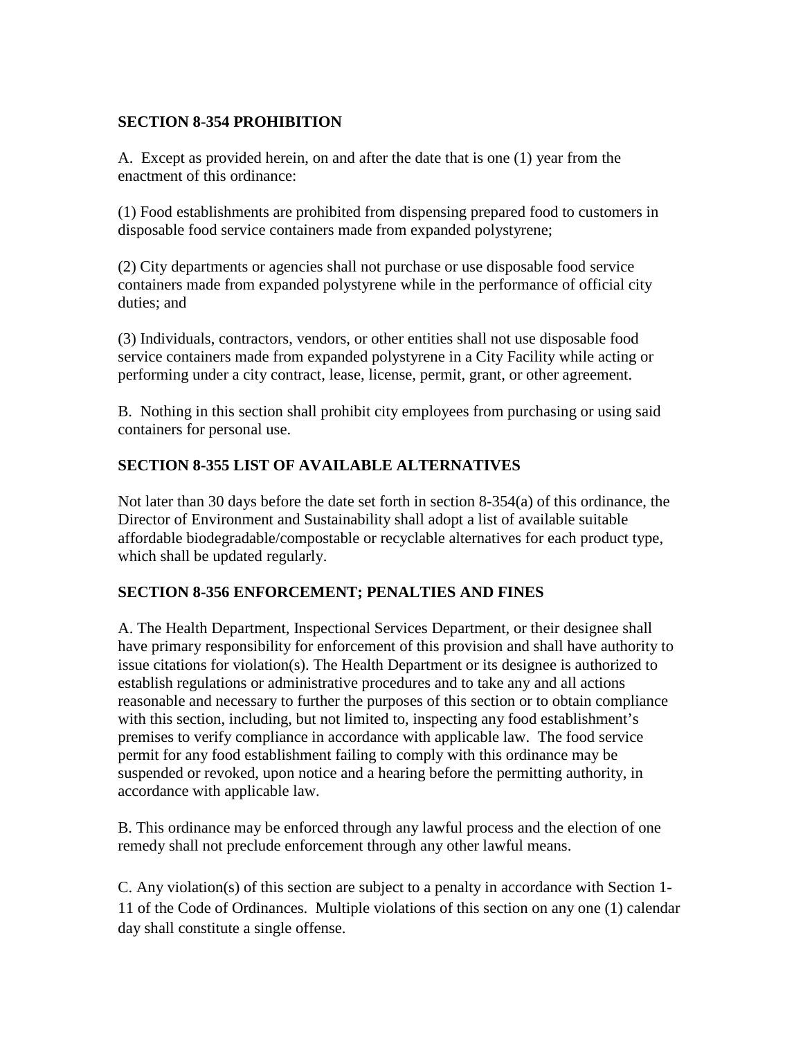**SECTION 8-354 PROHIBITION**

A. Except as provided herein, on and after the date that is one (1) year from the enactment of this ordinance:

(1) Food establishments are prohibited from dispensing prepared food to customers in disposable food service containers made from expanded polystyrene;

(2) City departments or agencies shall not purchase or use disposable food service containers made from expanded polystyrene while in the performance of official city duties; and

(3) Individuals, contractors, vendors, or other entities shall not use disposable food service containers made from expanded polystyrene in a City Facility while acting or performing under a city contract, lease, license, permit, grant, or other agreement.

B. Nothing in this section shall prohibit city employees from purchasing or using said containers for personal use.

**SECTION 8-355 LIST OF AVAILABLE ALTERNATIVES**

Not later than 30 days before the date set forth in section 8-354(a) of this ordinance, the Director of Environment and Sustainability shall adopt a list of available suitable affordable biodegradable/compostable or recyclable alternatives for each product type, which shall be updated regularly.

**SECTION 8-356 ENFORCEMENT; PENALTIES AND FINES**

A. The Health Department, Inspectional Services Department, or their designee shall have primary responsibility for enforcement of this provision and shall have authority to issue citations for violation(s). The Health Department or its designee is authorized to establish regulations or administrative procedures and to take any and all actions reasonable and necessary to further the purposes of this section or to obtain compliance with this section, including, but not limited to, inspecting any food establishment's premises to verify compliance in accordance with applicable law. The food service permit for any food establishment failing to comply with this ordinance may be suspended or revoked, upon notice and a hearing before the permitting authority, in accordance with applicable law.

B. This ordinance may be enforced through any lawful process and the election of one remedy shall not preclude enforcement through any other lawful means.

C. Any violation(s) of this section are subject to a penalty in accordance with Section 1-11 of the Code of Ordinances. Multiple violations of this section on any one (1) calendar day shall constitute a single offense.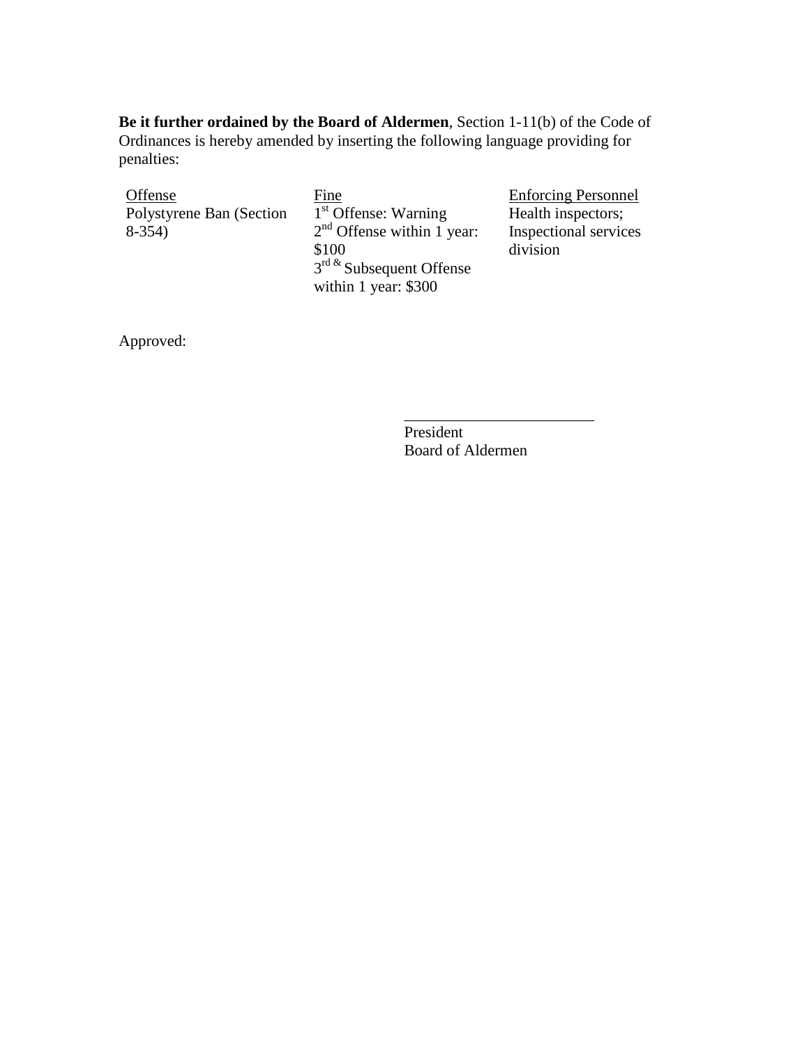**Be it further ordained by the Board of Aldermen**, Section 1-11(b) of the Code of Ordinances is hereby amended by inserting the following language providing for penalties:

| Offense | Fine | Enforcing Personnel |
|---|---|---|
| Polystyrene Ban (Section 8-354) | 1st Offense: Warning<br>2nd Offense within 1 year: $100<br>3rd & Subsequent Offense within 1 year: $300 | Health inspectors; Inspectional services division |

Approved:

\_\_\_\_\_\_\_\_\_\_\_\_\_\_\_\_\_\_\_\_\_\_\_\_\_

President
Board of Aldermen